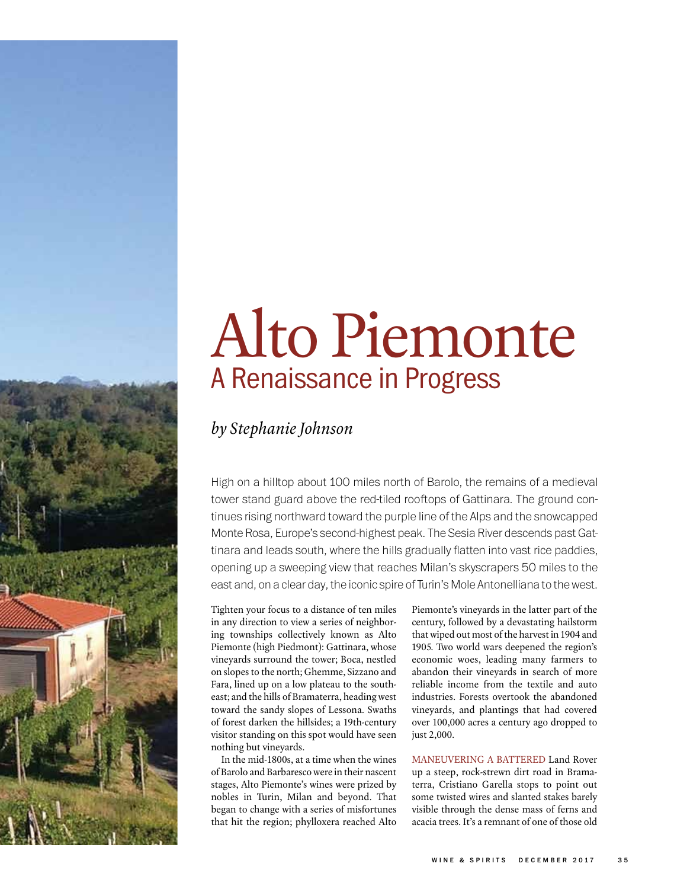# Alto Piemonte

## A Renaissance in Progress

*by Stephanie Johnson*

High on a hilltop about 100 miles north of Barolo, the remains of a medieval tower stand guard above the red-tiled rooftops of Gattinara. The ground continues rising northward toward the purple line of the Alps and the snowcapped Monte Rosa, Europe's second-highest peak. The Sesia River descends past Gattinara and leads south, where the hills gradually flatten into vast rice paddies, opening up a sweeping view that reaches Milan's skyscrapers 50 miles to the east and, on a clear day, the iconic spire of Turin's Mole Antonelliana to the west.

Tighten your focus to a distance of ten miles in any direction to view a series of neighboring townships collectively known as Alto Piemonte (high Piedmont): Gattinara, whose vineyards surround the tower; Boca, nestled on slopes to the north; Ghemme, Sizzano and Fara, lined up on a low plateau to the southeast; and the hills of Bramaterra, heading west toward the sandy slopes of Lessona. Swaths of forest darken the hillsides; a 19th-century visitor standing on this spot would have seen nothing but vineyards.

In the mid-1800s, at a time when the wines of Barolo and Barbaresco were in their nascent stages, Alto Piemonte's wines were prized by nobles in Turin, Milan and beyond. That began to change with a series of misfortunes that hit the region; phylloxera reached Alto Piemonte's vineyards in the latter part of the century, followed by a devastating hailstorm that wiped out most of the harvest in 1904 and 1905. Two world wars deepened the region's economic woes, leading many farmers to abandon their vineyards in search of more reliable income from the textile and auto industries. Forests overtook the abandoned vineyards, and plantings that had covered over 100,000 acres a century ago dropped to just 2,000.

MANEUVERING A BATTERED Land Rover up a steep, rock-strewn dirt road in Bramaterra, Cristiano Garella stops to point out some twisted wires and slanted stakes barely visible through the dense mass of ferns and acacia trees. It's a remnant of one of those old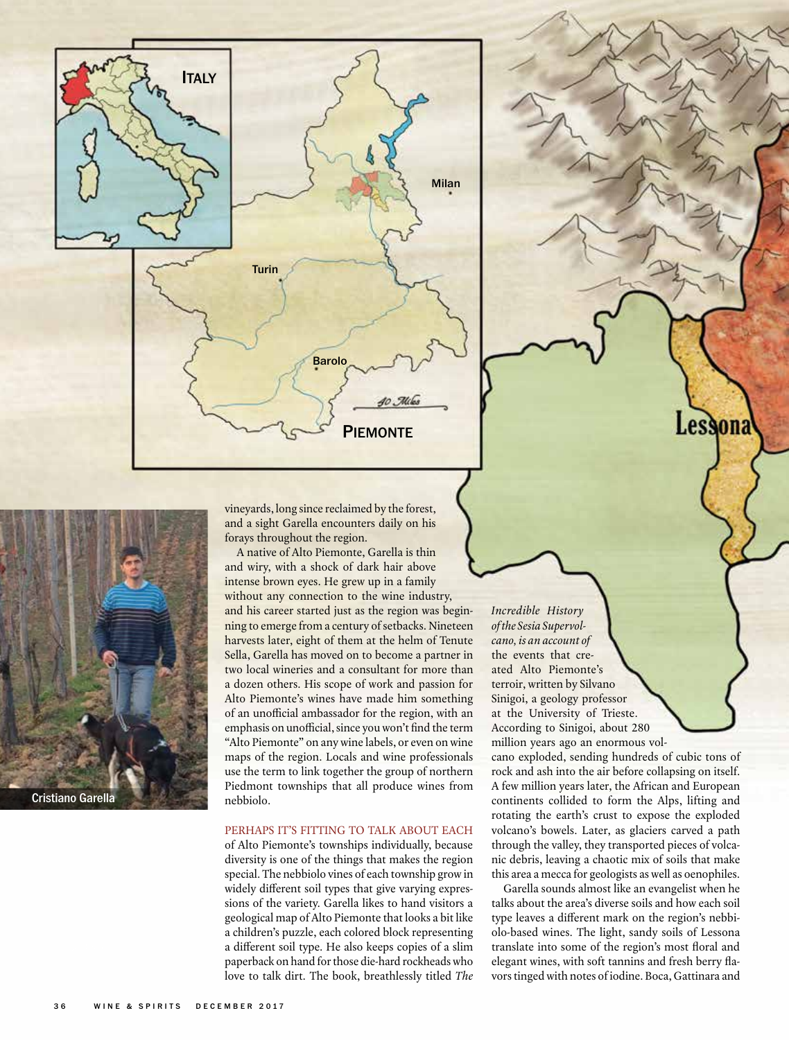vineyards, long since reclaimed by the forest, and a sight Garella encounters daily on his forays throughout the region.

A native of Alto Piemonte, Garella is thin and wiry, with a shock of dark hair above intense brown eyes. He grew up in a family without any connection to the wine industry, and his career started just as the region was beginning to emerge from a century of setbacks. Nineteen harvests later, eight of them at the helm of Tenute Sella, Garella has moved on to become a partner in two local wineries and a consultant for more than a dozen others. His scope of work and passion for Alto Piemonte's wines have made him something of an unofficial ambassador for the region, with an emphasis on unofficial, since you won't find the term "Alto Piemonte" on any wine labels, or even on wine maps of the region. Locals and wine professionals use the term to link together the group of northern Piedmont townships that all produce wines from nebbiolo.

Cristiano Garella

PERHAPS IT'S FITTING TO TALK ABOUT EACH of Alto Piemonte's townships individually, because diversity is one of the things that makes the region special. The nebbiolo vines of each township grow in widely different soil types that give varying expressions of the variety. Garella likes to hand visitors a geological map of Alto Piemonte that looks a bit like a children's puzzle, each colored block representing a different soil type. He also keeps copies of a slim paperback on hand for those die-hard rockheads who love to talk dirt. The book, breathlessly titled *The Incredible History of the Sesia Supervolcano, is an account of* the events that created Alto Piemonte's terroir, written by Silvano Sinigoi, a geology professor at the University of Trieste. According to Sinigoi, about 280 million years ago an enormous volcano exploded, sending hundreds of cubic tons of rock and ash into the air before collapsing on itself. A few million years later, the African and European continents collided to form the Alps, lifting and rotating the earth's crust to expose the exploded volcano's bowels. Later, as glaciers carved a path through the valley, they transported pieces of volcanic debris, leaving a chaotic mix of soils that make this area a mecca for geologists as well as oenophiles.

Garella sounds almost like an evangelist when he talks about the area's diverse soils and how each soil type leaves a different mark on the region's nebbiolo-based wines. The light, sandy soils of Lessona translate into some of the region's most floral and elegant wines, with soft tannins and fresh berry flavors tinged with notes of iodine. Boca, Gattinara and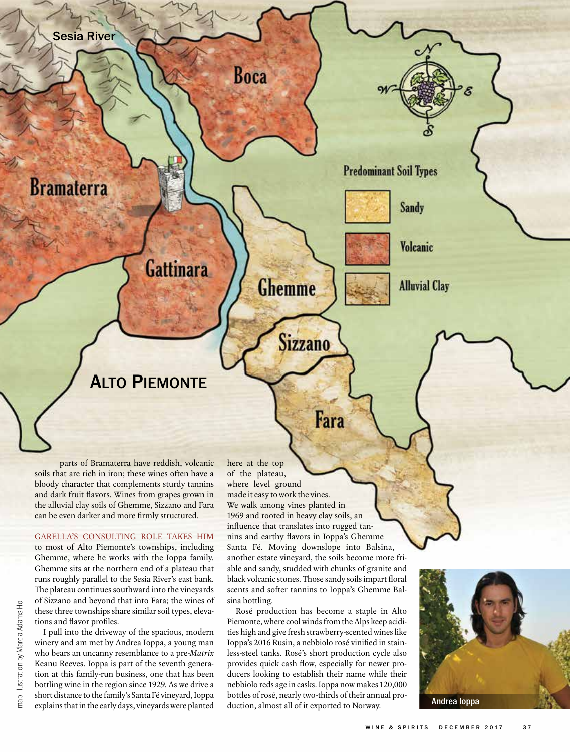## Alto Piemonte

**Predominant Soil Types**

- Sandy
- Volcanic
- Alluvial Clay

parts of Bramaterra have reddish, volcanic soils that are rich in iron; these wines often have a bloody character that complements sturdy tannins and dark fruit flavors. Wines from grapes grown in the alluvial clay soils of Ghemme, Sizzano and Fara can be even darker and more firmly structured.

GARELLA'S CONSULTING ROLE TAKES HIM to most of Alto Piemonte's townships, including Ghemme, where he works with the Ioppa family. Ghemme sits at the northern end of a plateau that runs roughly parallel to the Sesia River's east bank. The plateau continues southward into the vineyards of Sizzano and beyond that into Fara; the wines of these three townships share similar soil types, elevations and flavor profiles.

I pull into the driveway of the spacious, modern winery and am met by Andrea Ioppa, a young man who bears an uncanny resemblance to a pre-*Matrix* Keanu Reeves. Ioppa is part of the seventh generation at this family-run business, one that has been bottling wine in the region since 1929. As we drive a short distance to the family's Santa Fé vineyard, Ioppa explains that in the early days, vineyards were planted here at the top of the plateau, where level ground made it easy to work the vines. We walk among vines planted in 1969 and rooted in heavy clay soils, an influence that translates into rugged tannins and earthy flavors in Ioppa's Ghemme Santa Fé. Moving downslope into Balsina, another estate vineyard, the soils become more friable and sandy, studded with chunks of granite and black volcanic stones. Those sandy soils impart floral scents and softer tannins to Ioppa's Ghemme Balsina bottling.

Rosé production has become a staple in Alto Piemonte, where cool winds from the Alps keep acidities high and give fresh strawberry-scented wines like Ioppa's 2016 Rusin, a nebbiolo rosé vinified in stainless-steel tanks. Rosé's short production cycle also provides quick cash flow, especially for newer producers looking to establish their name while their nebbiolo reds age in casks. Ioppa now makes 120,000 bottles of rosé, nearly two-thirds of their annual production, almost all of it exported to Norway.

Andrea Ioppa

map illustration by Marcia Adams Ho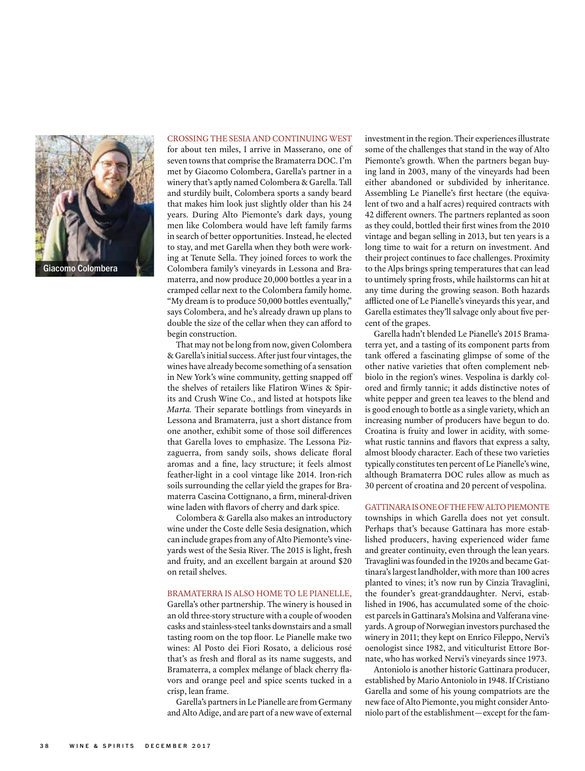Giacomo Colombera

CROSSING THE SESIA AND CONTINUING WEST for about ten miles, I arrive in Masserano, one of seven towns that comprise the Bramaterra DOC. I'm met by Giacomo Colombera, Garella's partner in a winery that's aptly named Colombera & Garella. Tall and sturdily built, Colombera sports a sandy beard that makes him look just slightly older than his 24 years. During Alto Piemonte's dark days, young men like Colombera would have left family farms in search of better opportunities. Instead, he elected to stay, and met Garella when they both were working at Tenute Sella. They joined forces to work the Colombera family's vineyards in Lessona and Bramaterra, and now produce 20,000 bottles a year in a cramped cellar next to the Colombera family home. "My dream is to produce 50,000 bottles eventually," says Colombera, and he's already drawn up plans to double the size of the cellar when they can afford to begin construction.

That may not be long from now, given Colombera & Garella's initial success. After just four vintages, the wines have already become something of a sensation in New York's wine community, getting snapped off the shelves of retailers like Flatiron Wines & Spirits and Crush Wine Co., and listed at hotspots like *Marta*. Their separate bottlings from vineyards in Lessona and Bramaterra, just a short distance from one another, exhibit some of those soil differences that Garella loves to emphasize. The Lessona Pizzaguerra, from sandy soils, shows delicate floral aromas and a fine, lacy structure; it feels almost feather-light in a cool vintage like 2014. Iron-rich soils surrounding the cellar yield the grapes for Bramaterra Cascina Cottignano, a firm, mineral-driven wine laden with flavors of cherry and dark spice.

Colombera & Garella also makes an introductory wine under the Coste delle Sesia designation, which can include grapes from any of Alto Piemonte's vineyards west of the Sesia River. The 2015 is light, fresh and fruity, and an excellent bargain at around $20 on retail shelves.

BRAMATERRA IS ALSO HOME TO LE PIANELLE, Garella's other partnership. The winery is housed in an old three-story structure with a couple of wooden casks and stainless-steel tanks downstairs and a small tasting room on the top floor. Le Pianelle make two wines: Al Posto dei Fiori Rosato, a delicious rosé that's as fresh and floral as its name suggests, and Bramaterra, a complex mélange of black cherry flavors and orange peel and spice scents tucked in a crisp, lean frame.

Garella's partners in Le Pianelle are from Germany and Alto Adige, and are part of a new wave of external investment in the region. Their experiences illustrate some of the challenges that stand in the way of Alto Piemonte's growth. When the partners began buying land in 2003, many of the vineyards had been either abandoned or subdivided by inheritance. Assembling Le Pianelle's first hectare (the equivalent of two and a half acres) required contracts with 42 different owners. The partners replanted as soon as they could, bottled their first wines from the 2010 vintage and began selling in 2013, but ten years is a long time to wait for a return on investment. And their project continues to face challenges. Proximity to the Alps brings spring temperatures that can lead to untimely spring frosts, while hailstorms can hit at any time during the growing season. Both hazards afflicted one of Le Pianelle's vineyards this year, and Garella estimates they'll salvage only about five percent of the grapes.

Garella hadn't blended Le Pianelle's 2015 Bramaterra yet, and a tasting of its component parts from tank offered a fascinating glimpse of some of the other native varieties that often complement nebbiolo in the region's wines. Vespolina is darkly colored and firmly tannic; it adds distinctive notes of white pepper and green tea leaves to the blend and is good enough to bottle as a single variety, which an increasing number of producers have begun to do. Croatina is fruity and lower in acidity, with somewhat rustic tannins and flavors that express a salty, almost bloody character. Each of these two varieties typically constitutes ten percent of Le Pianelle's wine, although Bramaterra DOC rules allow as much as 30 percent of croatina and 20 percent of vespolina.

GATTINARA IS ONE OF THE FEW ALTO PIEMONTE townships in which Garella does not yet consult. Perhaps that's because Gattinara has more established producers, having experienced wider fame and greater continuity, even through the lean years. Travaglini was founded in the 1920s and became Gattinara's largest landholder, with more than 100 acres planted to vines; it's now run by Cinzia Travaglini, the founder's great-granddaughter. Nervi, established in 1906, has accumulated some of the choicest parcels in Gattinara's Molsina and Valferana vineyards. A group of Norwegian investors purchased the winery in 2011; they kept on Enrico Fileppo, Nervi's oenologist since 1982, and viticulturist Ettore Bornate, who has worked Nervi's vineyards since 1973.

Antoniolo is another historic Gattinara producer, established by Mario Antoniolo in 1948. If Cristiano Garella and some of his young compatriots are the new face of Alto Piemonte, you might consider Antoniolo part of the establishment—except for the fam-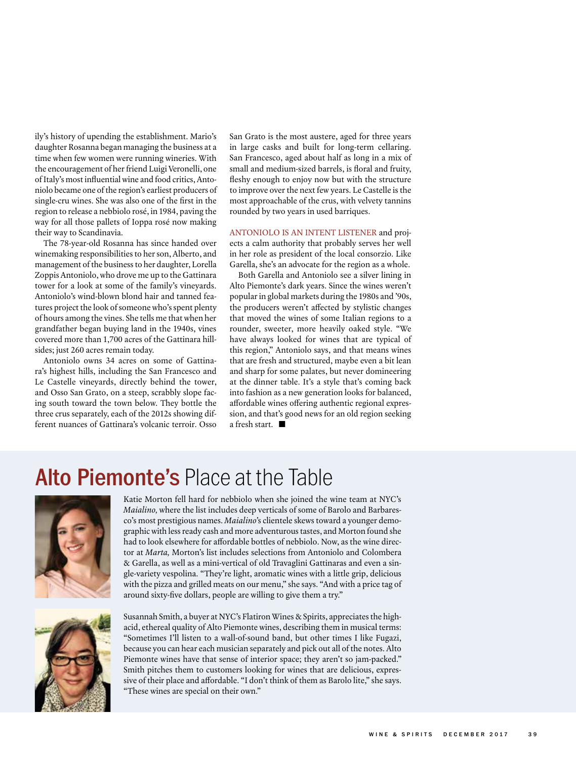ily's history of upending the establishment. Mario's daughter Rosanna began managing the business at a time when few women were running wineries. With the encouragement of her friend Luigi Veronelli, one of Italy's most influential wine and food critics, Antoniolo became one of the region's earliest producers of single-cru wines. She was also one of the first in the region to release a nebbiolo rosé, in 1984, paving the way for all those pallets of Ioppa rosé now making their way to Scandinavia.

The 78-year-old Rosanna has since handed over winemaking responsibilities to her son, Alberto, and management of the business to her daughter, Lorella Zoppis Antoniolo, who drove me up to the Gattinara tower for a look at some of the family's vineyards. Antoniolo's wind-blown blond hair and tanned features project the look of someone who's spent plenty of hours among the vines. She tells me that when her grandfather began buying land in the 1940s, vines covered more than 1,700 acres of the Gattinara hillsides; just 260 acres remain today.

Antoniolo owns 34 acres on some of Gattinara's highest hills, including the San Francesco and Le Castelle vineyards, directly behind the tower, and Osso San Grato, on a steep, scrabbly slope facing south toward the town below. They bottle the three crus separately, each of the 2012s showing different nuances of Gattinara's volcanic terroir. Osso San Grato is the most austere, aged for three years in large casks and built for long-term cellaring. San Francesco, aged about half as long in a mix of small and medium-sized barrels, is floral and fruity, fleshy enough to enjoy now but with the structure to improve over the next few years. Le Castelle is the most approachable of the crus, with velvety tannins rounded by two years in used barriques.

ANTONIOLO IS AN INTENT LISTENER and projects a calm authority that probably serves her well in her role as president of the local consorzio. Like Garella, she's an advocate for the region as a whole.

Both Garella and Antoniolo see a silver lining in Alto Piemonte's dark years. Since the wines weren't popular in global markets during the 1980s and '90s, the producers weren't affected by stylistic changes that moved the wines of some Italian regions to a rounder, sweeter, more heavily oaked style. "We have always looked for wines that are typical of this region," Antoniolo says, and that means wines that are fresh and structured, maybe even a bit lean and sharp for some palates, but never domineering at the dinner table. It's a style that's coming back into fashion as a new generation looks for balanced, affordable wines offering authentic regional expression, and that's good news for an old region seeking a fresh start. ■

## Alto Piemonte's Place at the Table

Katie Morton fell hard for nebbiolo when she joined the wine team at NYC's *Maialino,* where the list includes deep verticals of some of Barolo and Barbaresco's most prestigious names. *Maialino*'s clientele skews toward a younger demographic with less ready cash and more adventurous tastes, and Morton found she had to look elsewhere for affordable bottles of nebbiolo. Now, as the wine director at *Marta,* Morton's list includes selections from Antoniolo and Colombera & Garella, as well as a mini-vertical of old Travaglini Gattinaras and even a single-variety vespolina. "They're light, aromatic wines with a little grip, delicious with the pizza and grilled meats on our menu," she says. "And with a price tag of around sixty-five dollars, people are willing to give them a try."

Susannah Smith, a buyer at NYC's Flatiron Wines & Spirits, appreciates the high-acid, ethereal quality of Alto Piemonte wines, describing them in musical terms: "Sometimes I'll listen to a wall-of-sound band, but other times I like Fugazi, because you can hear each musician separately and pick out all of the notes. Alto Piemonte wines have that sense of interior space; they aren't so jam-packed." Smith pitches them to customers looking for wines that are delicious, expressive of their place and affordable. "I don't think of them as Barolo lite," she says. "These wines are special on their own."